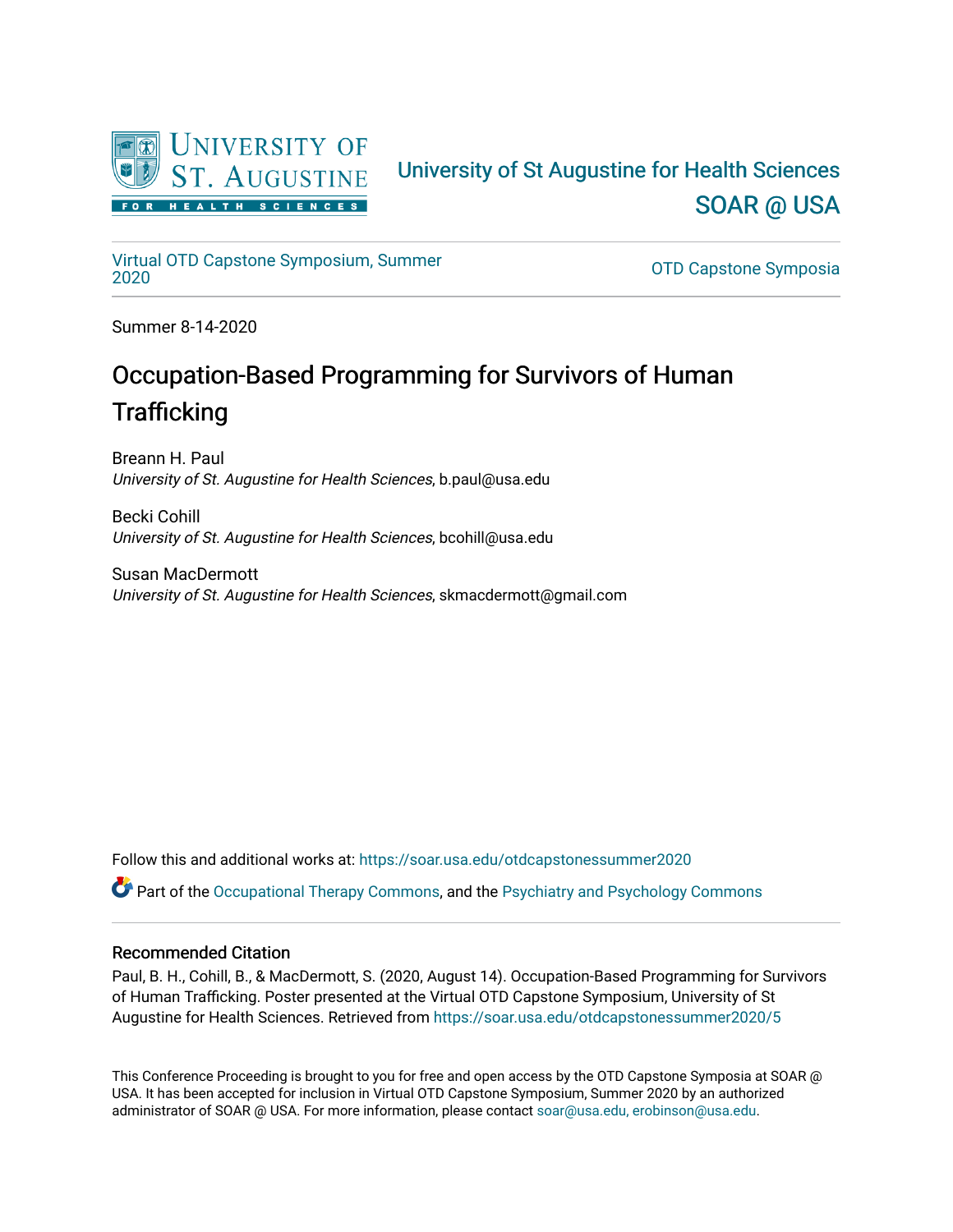University of St Augustine for Health Sciences

SOAR @ USA

Virtual OTD Capstone Symposium, Summer 2020

OTD Capstone Symposia

Summer 8-14-2020

# Occupation-Based Programming for Survivors of Human Trafficking

Breann H. Paul
*University of St. Augustine for Health Sciences*, b.paul@usa.edu

Becki Cohill
*University of St. Augustine for Health Sciences*, bcohill@usa.edu

Susan MacDermott
*University of St. Augustine for Health Sciences*, skmacdermott@gmail.com

Follow this and additional works at: https://soar.usa.edu/otdcapstonessummer2020

Part of the Occupational Therapy Commons, and the Psychiatry and Psychology Commons

## Recommended Citation

Paul, B. H., Cohill, B., & MacDermott, S. (2020, August 14). Occupation-Based Programming for Survivors of Human Trafficking. Poster presented at the Virtual OTD Capstone Symposium, University of St Augustine for Health Sciences. Retrieved from https://soar.usa.edu/otdcapstonessummer2020/5

This Conference Proceeding is brought to you for free and open access by the OTD Capstone Symposia at SOAR @ USA. It has been accepted for inclusion in Virtual OTD Capstone Symposium, Summer 2020 by an authorized administrator of SOAR @ USA. For more information, please contact soar@usa.edu, erobinson@usa.edu.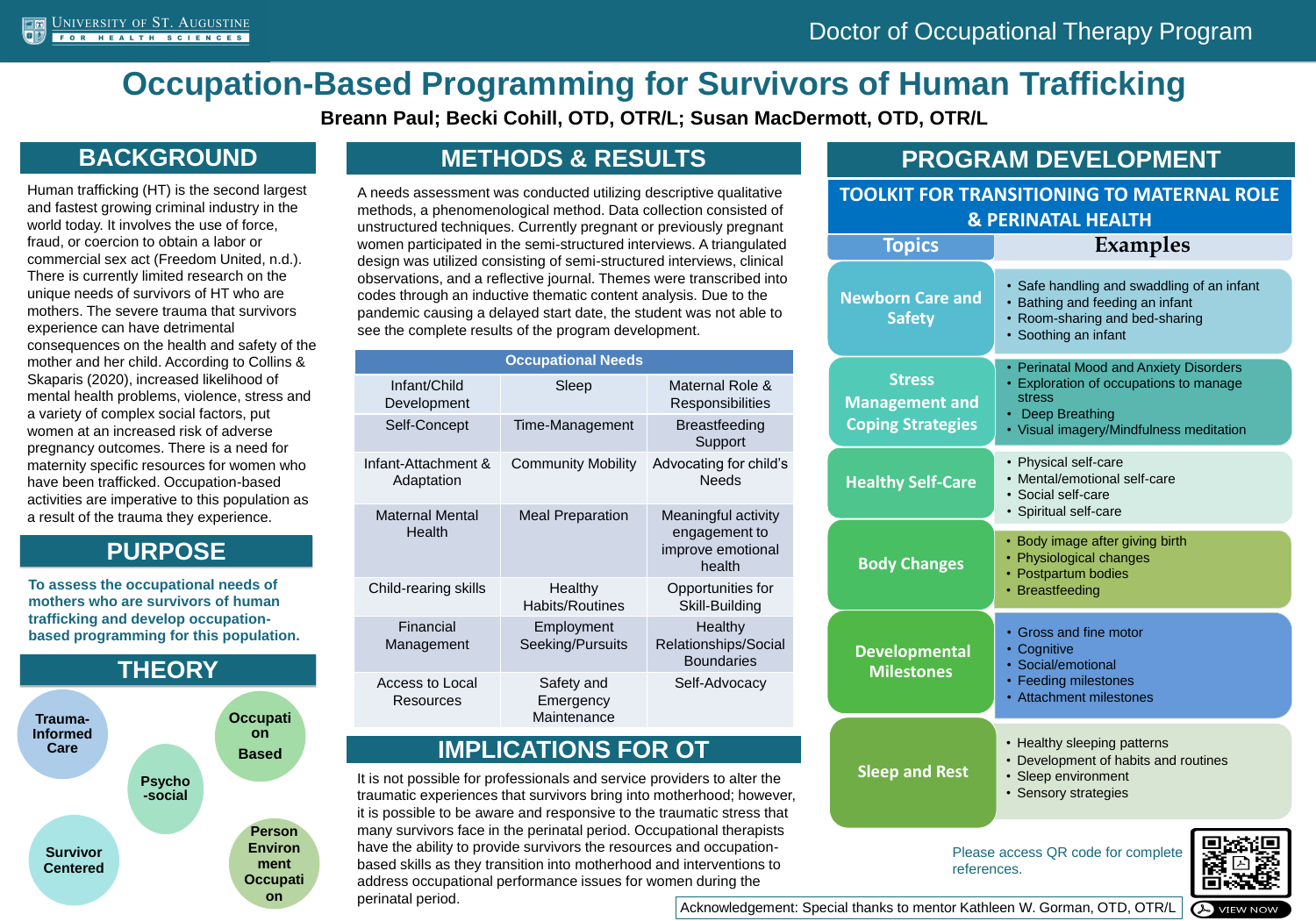University of St. Augustine for Health Sciences

Doctor of Occupational Therapy Program

# Occupation-Based Programming for Survivors of Human Trafficking

**Breann Paul; Becki Cohill, OTD, OTR/L; Susan MacDermott, OTD, OTR/L**

## BACKGROUND

Human trafficking (HT) is the second largest and fastest growing criminal industry in the world today. It involves the use of force, fraud, or coercion to obtain a labor or commercial sex act (Freedom United, n.d.). There is currently limited research on the unique needs of survivors of HT who are mothers. The severe trauma that survivors experience can have detrimental consequences on the health and safety of the mother and her child. According to Collins & Skaparis (2020), increased likelihood of mental health problems, violence, stress and a variety of complex social factors, put women at an increased risk of adverse pregnancy outcomes. There is a need for maternity specific resources for women who have been trafficked. Occupation-based activities are imperative to this population as a result of the trauma they experience.

## PURPOSE

**To assess the occupational needs of mothers who are survivors of human trafficking and develop occupation-based programming for this population.**

## THEORY

- Trauma-Informed Care
- Occupation Based
- Psycho-social
- Survivor Centered
- Person Environment Occupation

## METHODS & RESULTS

A needs assessment was conducted utilizing descriptive qualitative methods, a phenomenological method. Data collection consisted of unstructured techniques. Currently pregnant or previously pregnant women participated in the semi-structured interviews. A triangulated design was utilized consisting of semi-structured interviews, clinical observations, and a reflective journal. Themes were transcribed into codes through an inductive thematic content analysis. Due to the pandemic causing a delayed start date, the student was not able to see the complete results of the program development.

| Occupational Needs | | |
|---|---|---|
| Infant/Child Development | Sleep | Maternal Role & Responsibilities |
| Self-Concept | Time-Management | Breastfeeding Support |
| Infant-Attachment & Adaptation | Community Mobility | Advocating for child's Needs |
| Maternal Mental Health | Meal Preparation | Meaningful activity engagement to improve emotional health |
| Child-rearing skills | Healthy Habits/Routines | Opportunities for Skill-Building |
| Financial Management | Employment Seeking/Pursuits | Healthy Relationships/Social Boundaries |
| Access to Local Resources | Safety and Emergency Maintenance | Self-Advocacy |

## IMPLICATIONS FOR OT

It is not possible for professionals and service providers to alter the traumatic experiences that survivors bring into motherhood; however, it is possible to be aware and responsive to the traumatic stress that many survivors face in the perinatal period. Occupational therapists have the ability to provide survivors the resources and occupation-based skills as they transition into motherhood and interventions to address occupational performance issues for women during the perinatal period.

## PROGRAM DEVELOPMENT

### TOOLKIT FOR TRANSITIONING TO MATERNAL ROLE & PERINATAL HEALTH

| Topics | Examples |
|---|---|
| Newborn Care and Safety | • Safe handling and swaddling of an infant<br>• Bathing and feeding an infant<br>• Room-sharing and bed-sharing<br>• Soothing an infant |
| Stress Management and Coping Strategies | • Perinatal Mood and Anxiety Disorders<br>• Exploration of occupations to manage stress<br>• Deep Breathing<br>• Visual imagery/Mindfulness meditation |
| Healthy Self-Care | • Physical self-care<br>• Mental/emotional self-care<br>• Social self-care<br>• Spiritual self-care |
| Body Changes | • Body image after giving birth<br>• Physiological changes<br>• Postpartum bodies<br>• Breastfeeding |
| Developmental Milestones | • Gross and fine motor<br>• Cognitive<br>• Social/emotional<br>• Feeding milestones<br>• Attachment milestones |
| Sleep and Rest | • Healthy sleeping patterns<br>• Development of habits and routines<br>• Sleep environment<br>• Sensory strategies |

Please access QR code for complete references.

VIEW NOW

Acknowledgement: Special thanks to mentor Kathleen W. Gorman, OTD, OTR/L